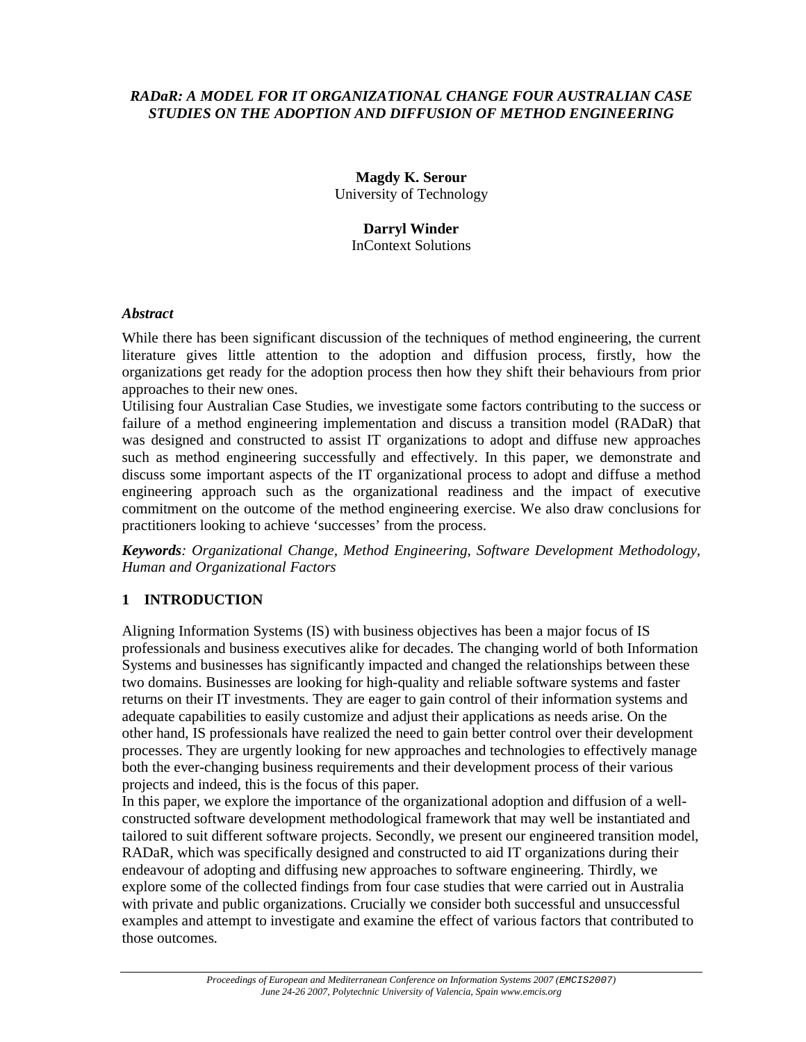***RADaR: A MODEL FOR IT ORGANIZATIONAL CHANGE FOUR AUSTRALIAN CASE STUDIES ON THE ADOPTION AND DIFFUSION OF METHOD ENGINEERING***

**Magdy K. Serour**
University of Technology

**Darryl Winder**
InContext Solutions

### *Abstract*

While there has been significant discussion of the techniques of method engineering, the current literature gives little attention to the adoption and diffusion process, firstly, how the organizations get ready for the adoption process then how they shift their behaviours from prior approaches to their new ones.
Utilising four Australian Case Studies, we investigate some factors contributing to the success or failure of a method engineering implementation and discuss a transition model (RADaR) that was designed and constructed to assist IT organizations to adopt and diffuse new approaches such as method engineering successfully and effectively. In this paper, we demonstrate and discuss some important aspects of the IT organizational process to adopt and diffuse a method engineering approach such as the organizational readiness and the impact of executive commitment on the outcome of the method engineering exercise. We also draw conclusions for practitioners looking to achieve 'successes' from the process.

***Keywords**: Organizational Change, Method Engineering, Software Development Methodology, Human and Organizational Factors*

## 1 INTRODUCTION

Aligning Information Systems (IS) with business objectives has been a major focus of IS professionals and business executives alike for decades. The changing world of both Information Systems and businesses has significantly impacted and changed the relationships between these two domains. Businesses are looking for high-quality and reliable software systems and faster returns on their IT investments. They are eager to gain control of their information systems and adequate capabilities to easily customize and adjust their applications as needs arise. On the other hand, IS professionals have realized the need to gain better control over their development processes. They are urgently looking for new approaches and technologies to effectively manage both the ever-changing business requirements and their development process of their various projects and indeed, this is the focus of this paper.
In this paper, we explore the importance of the organizational adoption and diffusion of a well-constructed software development methodological framework that may well be instantiated and tailored to suit different software projects. Secondly, we present our engineered transition model, RADaR, which was specifically designed and constructed to aid IT organizations during their endeavour of adopting and diffusing new approaches to software engineering. Thirdly, we explore some of the collected findings from four case studies that were carried out in Australia with private and public organizations. Crucially we consider both successful and unsuccessful examples and attempt to investigate and examine the effect of various factors that contributed to those outcomes.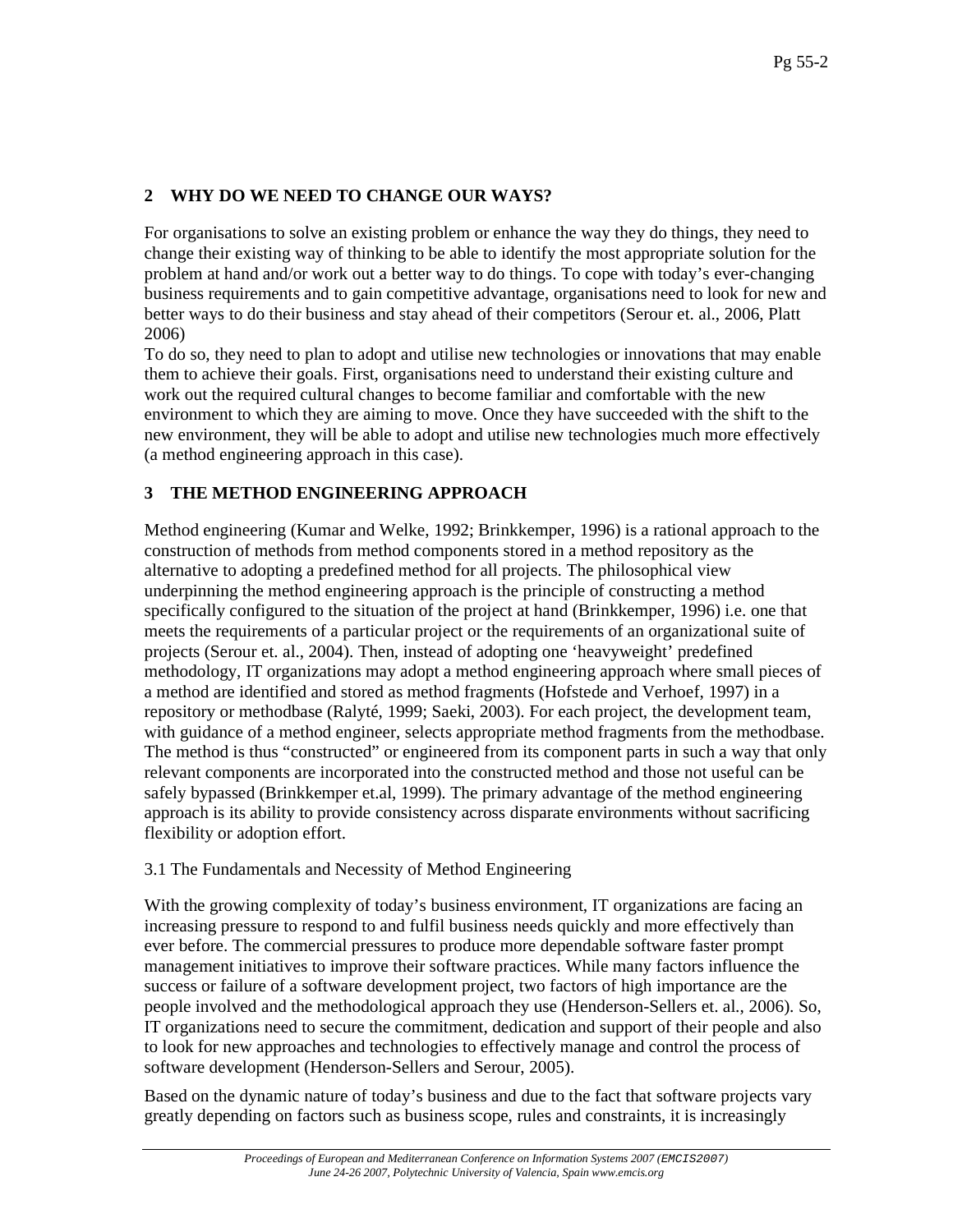## 2 WHY DO WE NEED TO CHANGE OUR WAYS?

For organisations to solve an existing problem or enhance the way they do things, they need to change their existing way of thinking to be able to identify the most appropriate solution for the problem at hand and/or work out a better way to do things. To cope with today's ever-changing business requirements and to gain competitive advantage, organisations need to look for new and better ways to do their business and stay ahead of their competitors (Serour et. al., 2006, Platt 2006)

To do so, they need to plan to adopt and utilise new technologies or innovations that may enable them to achieve their goals. First, organisations need to understand their existing culture and work out the required cultural changes to become familiar and comfortable with the new environment to which they are aiming to move. Once they have succeeded with the shift to the new environment, they will be able to adopt and utilise new technologies much more effectively (a method engineering approach in this case).

## 3 THE METHOD ENGINEERING APPROACH

Method engineering (Kumar and Welke, 1992; Brinkkemper, 1996) is a rational approach to the construction of methods from method components stored in a method repository as the alternative to adopting a predefined method for all projects. The philosophical view underpinning the method engineering approach is the principle of constructing a method specifically configured to the situation of the project at hand (Brinkkemper, 1996) i.e. one that meets the requirements of a particular project or the requirements of an organizational suite of projects (Serour et. al., 2004). Then, instead of adopting one 'heavyweight' predefined methodology, IT organizations may adopt a method engineering approach where small pieces of a method are identified and stored as method fragments (Hofstede and Verhoef, 1997) in a repository or methodbase (Ralyté, 1999; Saeki, 2003). For each project, the development team, with guidance of a method engineer, selects appropriate method fragments from the methodbase. The method is thus "constructed" or engineered from its component parts in such a way that only relevant components are incorporated into the constructed method and those not useful can be safely bypassed (Brinkkemper et.al, 1999). The primary advantage of the method engineering approach is its ability to provide consistency across disparate environments without sacrificing flexibility or adoption effort.

### 3.1 The Fundamentals and Necessity of Method Engineering

With the growing complexity of today's business environment, IT organizations are facing an increasing pressure to respond to and fulfil business needs quickly and more effectively than ever before. The commercial pressures to produce more dependable software faster prompt management initiatives to improve their software practices. While many factors influence the success or failure of a software development project, two factors of high importance are the people involved and the methodological approach they use (Henderson-Sellers et. al., 2006). So, IT organizations need to secure the commitment, dedication and support of their people and also to look for new approaches and technologies to effectively manage and control the process of software development (Henderson-Sellers and Serour, 2005).

Based on the dynamic nature of today's business and due to the fact that software projects vary greatly depending on factors such as business scope, rules and constraints, it is increasingly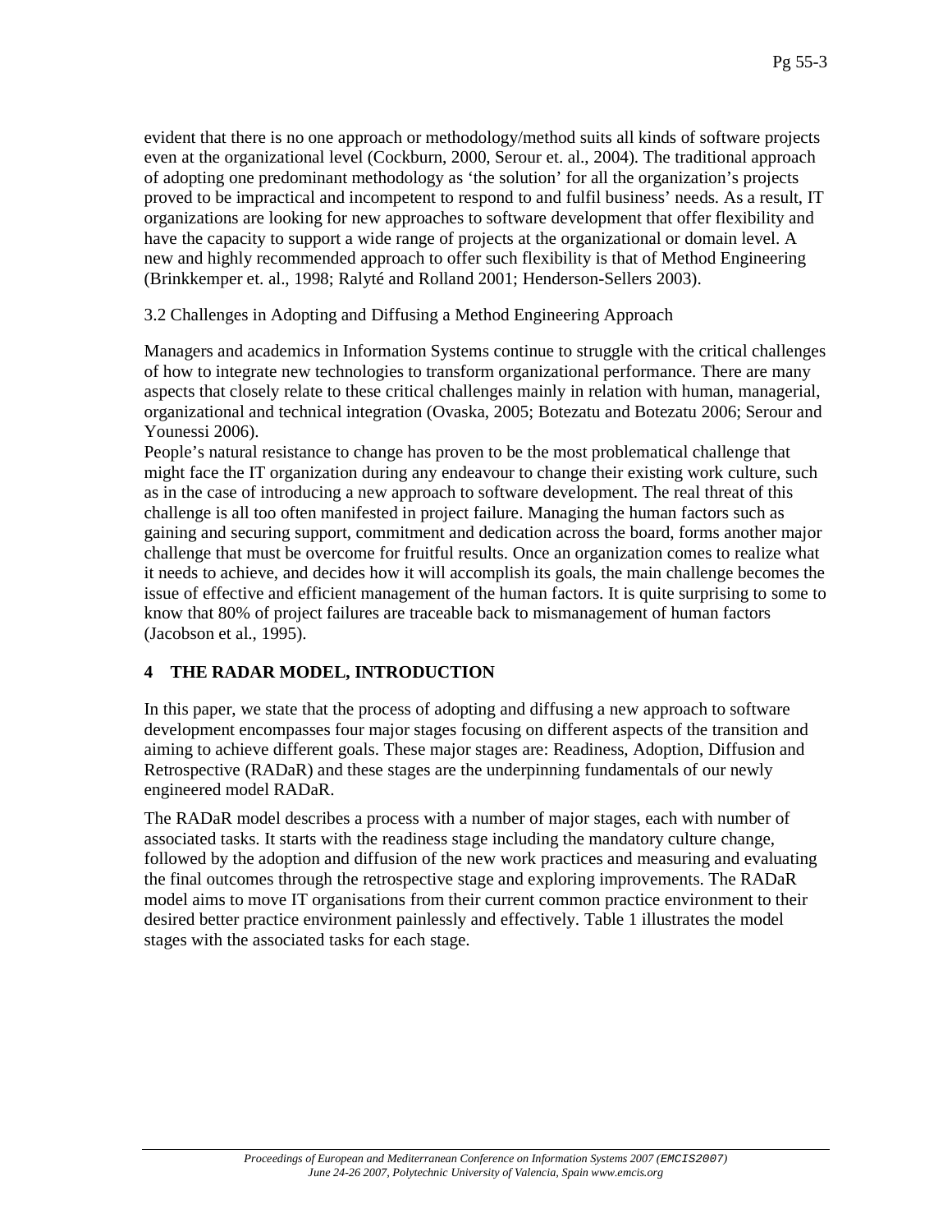evident that there is no one approach or methodology/method suits all kinds of software projects even at the organizational level (Cockburn, 2000, Serour et. al., 2004). The traditional approach of adopting one predominant methodology as 'the solution' for all the organization's projects proved to be impractical and incompetent to respond to and fulfil business' needs. As a result, IT organizations are looking for new approaches to software development that offer flexibility and have the capacity to support a wide range of projects at the organizational or domain level. A new and highly recommended approach to offer such flexibility is that of Method Engineering (Brinkkemper et. al., 1998; Ralyté and Rolland 2001; Henderson-Sellers 2003).

### 3.2 Challenges in Adopting and Diffusing a Method Engineering Approach

Managers and academics in Information Systems continue to struggle with the critical challenges of how to integrate new technologies to transform organizational performance. There are many aspects that closely relate to these critical challenges mainly in relation with human, managerial, organizational and technical integration (Ovaska, 2005; Botezatu and Botezatu 2006; Serour and Younessi 2006).

People's natural resistance to change has proven to be the most problematical challenge that might face the IT organization during any endeavour to change their existing work culture, such as in the case of introducing a new approach to software development. The real threat of this challenge is all too often manifested in project failure. Managing the human factors such as gaining and securing support, commitment and dedication across the board, forms another major challenge that must be overcome for fruitful results. Once an organization comes to realize what it needs to achieve, and decides how it will accomplish its goals, the main challenge becomes the issue of effective and efficient management of the human factors. It is quite surprising to some to know that 80% of project failures are traceable back to mismanagement of human factors (Jacobson et al., 1995).

## 4 THE RADAR MODEL, INTRODUCTION

In this paper, we state that the process of adopting and diffusing a new approach to software development encompasses four major stages focusing on different aspects of the transition and aiming to achieve different goals. These major stages are: Readiness, Adoption, Diffusion and Retrospective (RADaR) and these stages are the underpinning fundamentals of our newly engineered model RADaR.

The RADaR model describes a process with a number of major stages, each with number of associated tasks. It starts with the readiness stage including the mandatory culture change, followed by the adoption and diffusion of the new work practices and measuring and evaluating the final outcomes through the retrospective stage and exploring improvements. The RADaR model aims to move IT organisations from their current common practice environment to their desired better practice environment painlessly and effectively. Table 1 illustrates the model stages with the associated tasks for each stage.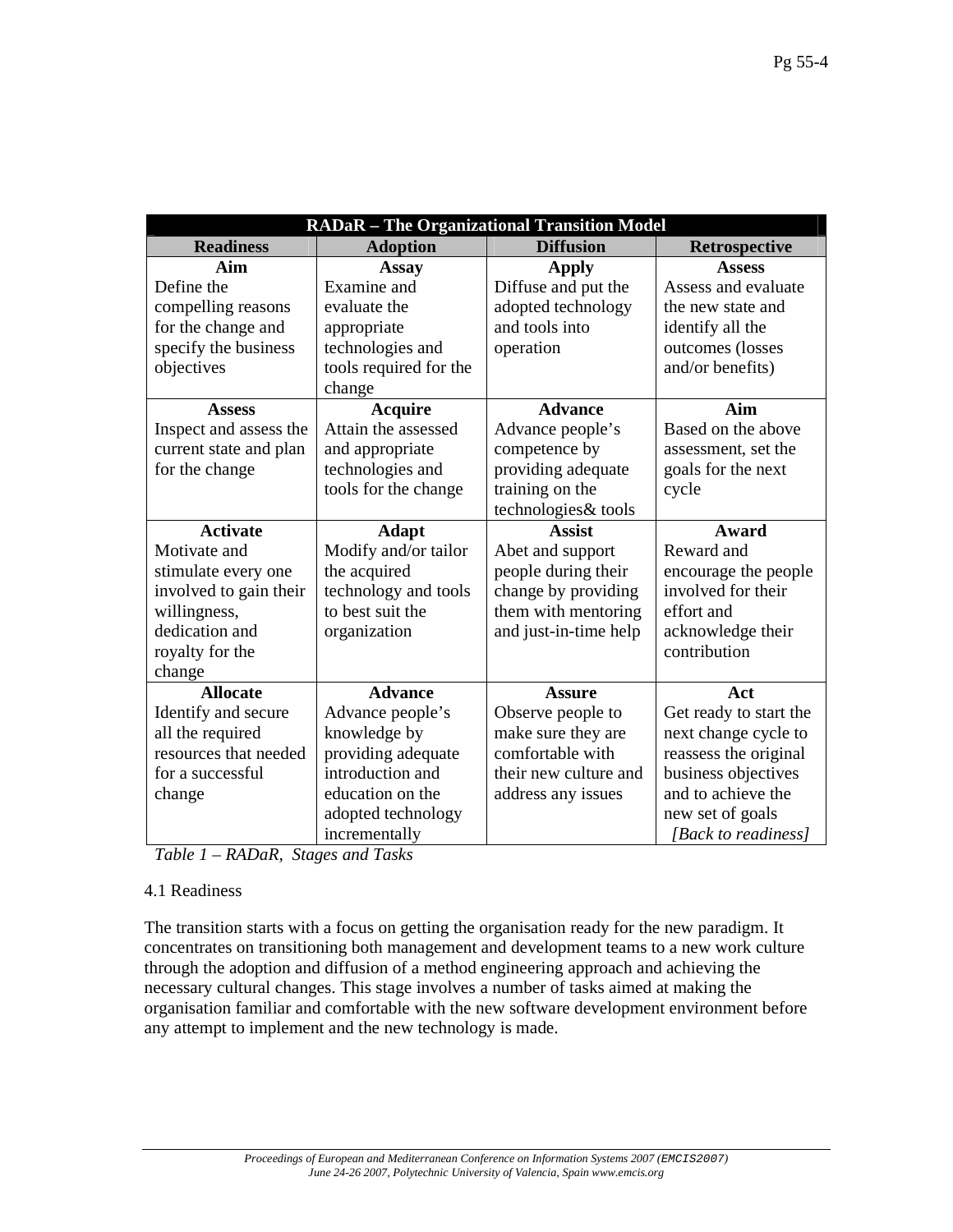| RADaR – The Organizational Transition Model | | | |
|---|---|---|---|
| **Readiness** | **Adoption** | **Diffusion** | **Retrospective** |
| **Aim** Define the compelling reasons for the change and specify the business objectives | **Assay** Examine and evaluate the appropriate technologies and tools required for the change | **Apply** Diffuse and put the adopted technology and tools into operation | **Assess** Assess and evaluate the new state and identify all the outcomes (losses and/or benefits) |
| **Assess** Inspect and assess the current state and plan for the change | **Acquire** Attain the assessed and appropriate technologies and tools for the change | **Advance** Advance people's competence by providing adequate training on the technologies& tools | **Aim** Based on the above assessment, set the goals for the next cycle |
| **Activate** Motivate and stimulate every one involved to gain their willingness, dedication and royalty for the change | **Adapt** Modify and/or tailor the acquired technology and tools to best suit the organization | **Assist** Abet and support people during their change by providing them with mentoring and just-in-time help | **Award** Reward and encourage the people involved for their effort and acknowledge their contribution |
| **Allocate** Identify and secure all the required resources that needed for a successful change | **Advance** Advance people's knowledge by providing adequate introduction and education on the adopted technology incrementally | **Assure** Observe people to make sure they are comfortable with their new culture and address any issues | **Act** Get ready to start the next change cycle to reassess the original business objectives and to achieve the new set of goals *[Back to readiness]* |

*Table 1 – RADaR, Stages and Tasks*

4.1 Readiness

The transition starts with a focus on getting the organisation ready for the new paradigm. It concentrates on transitioning both management and development teams to a new work culture through the adoption and diffusion of a method engineering approach and achieving the necessary cultural changes. This stage involves a number of tasks aimed at making the organisation familiar and comfortable with the new software development environment before any attempt to implement and the new technology is made.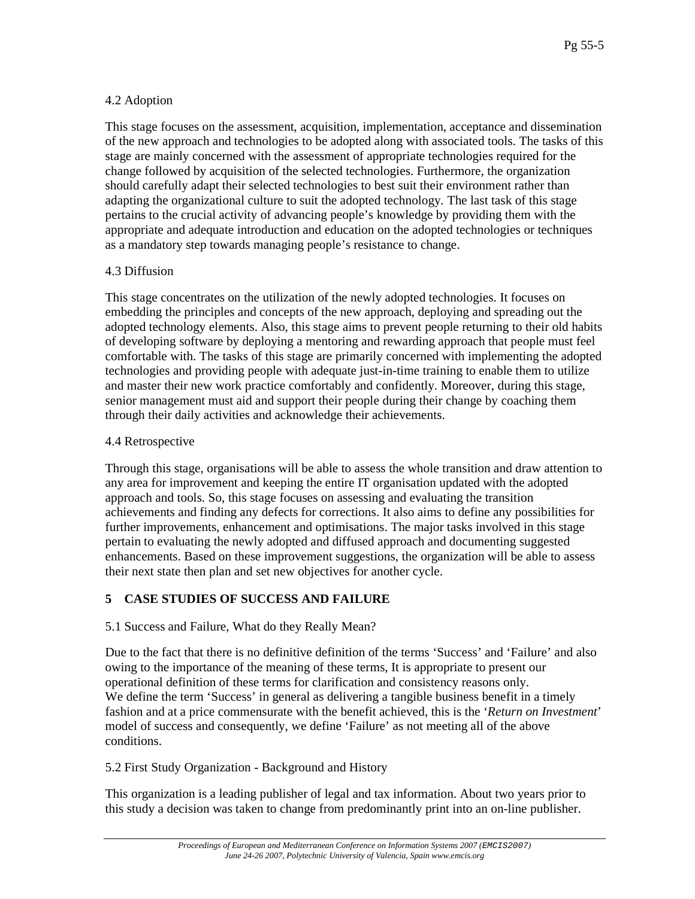### 4.2 Adoption

This stage focuses on the assessment, acquisition, implementation, acceptance and dissemination of the new approach and technologies to be adopted along with associated tools. The tasks of this stage are mainly concerned with the assessment of appropriate technologies required for the change followed by acquisition of the selected technologies. Furthermore, the organization should carefully adapt their selected technologies to best suit their environment rather than adapting the organizational culture to suit the adopted technology. The last task of this stage pertains to the crucial activity of advancing people's knowledge by providing them with the appropriate and adequate introduction and education on the adopted technologies or techniques as a mandatory step towards managing people's resistance to change.

### 4.3 Diffusion

This stage concentrates on the utilization of the newly adopted technologies. It focuses on embedding the principles and concepts of the new approach, deploying and spreading out the adopted technology elements. Also, this stage aims to prevent people returning to their old habits of developing software by deploying a mentoring and rewarding approach that people must feel comfortable with. The tasks of this stage are primarily concerned with implementing the adopted technologies and providing people with adequate just-in-time training to enable them to utilize and master their new work practice comfortably and confidently. Moreover, during this stage, senior management must aid and support their people during their change by coaching them through their daily activities and acknowledge their achievements.

### 4.4 Retrospective

Through this stage, organisations will be able to assess the whole transition and draw attention to any area for improvement and keeping the entire IT organisation updated with the adopted approach and tools. So, this stage focuses on assessing and evaluating the transition achievements and finding any defects for corrections. It also aims to define any possibilities for further improvements, enhancement and optimisations. The major tasks involved in this stage pertain to evaluating the newly adopted and diffused approach and documenting suggested enhancements. Based on these improvement suggestions, the organization will be able to assess their next state then plan and set new objectives for another cycle.

## 5 CASE STUDIES OF SUCCESS AND FAILURE

### 5.1 Success and Failure, What do they Really Mean?

Due to the fact that there is no definitive definition of the terms 'Success' and 'Failure' and also owing to the importance of the meaning of these terms, It is appropriate to present our operational definition of these terms for clarification and consistency reasons only.
We define the term 'Success' in general as delivering a tangible business benefit in a timely fashion and at a price commensurate with the benefit achieved, this is the '*Return on Investment*' model of success and consequently, we define 'Failure' as not meeting all of the above conditions.

### 5.2 First Study Organization - Background and History

This organization is a leading publisher of legal and tax information. About two years prior to this study a decision was taken to change from predominantly print into an on-line publisher.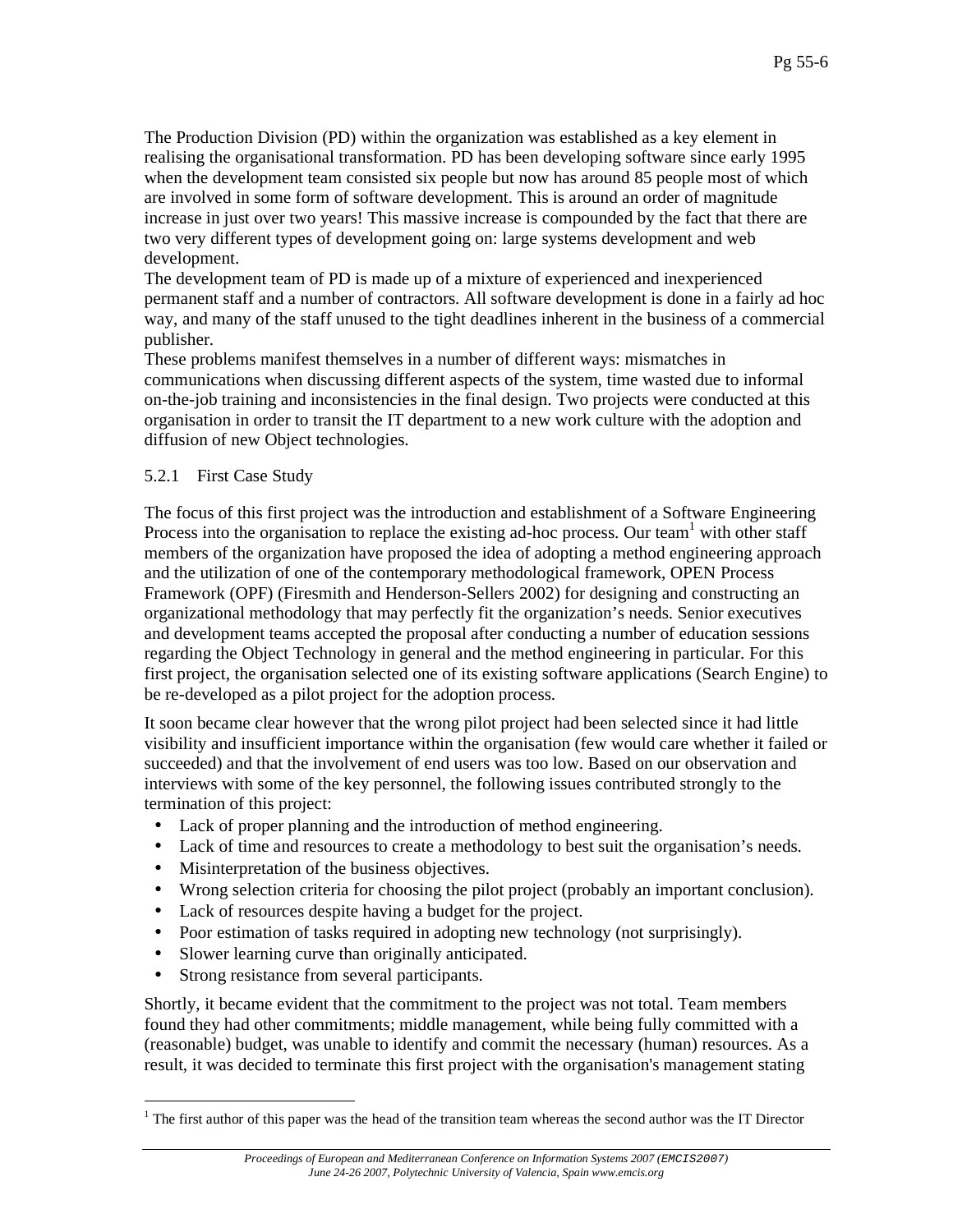The Production Division (PD) within the organization was established as a key element in realising the organisational transformation. PD has been developing software since early 1995 when the development team consisted six people but now has around 85 people most of which are involved in some form of software development. This is around an order of magnitude increase in just over two years! This massive increase is compounded by the fact that there are two very different types of development going on: large systems development and web development.

The development team of PD is made up of a mixture of experienced and inexperienced permanent staff and a number of contractors. All software development is done in a fairly ad hoc way, and many of the staff unused to the tight deadlines inherent in the business of a commercial publisher.

These problems manifest themselves in a number of different ways: mismatches in communications when discussing different aspects of the system, time wasted due to informal on-the-job training and inconsistencies in the final design. Two projects were conducted at this organisation in order to transit the IT department to a new work culture with the adoption and diffusion of new Object technologies.

#### 5.2.1 First Case Study

The focus of this first project was the introduction and establishment of a Software Engineering Process into the organisation to replace the existing ad-hoc process. Our team[1] with other staff members of the organization have proposed the idea of adopting a method engineering approach and the utilization of one of the contemporary methodological framework, OPEN Process Framework (OPF) (Firesmith and Henderson-Sellers 2002) for designing and constructing an organizational methodology that may perfectly fit the organization's needs. Senior executives and development teams accepted the proposal after conducting a number of education sessions regarding the Object Technology in general and the method engineering in particular. For this first project, the organisation selected one of its existing software applications (Search Engine) to be re-developed as a pilot project for the adoption process.

It soon became clear however that the wrong pilot project had been selected since it had little visibility and insufficient importance within the organisation (few would care whether it failed or succeeded) and that the involvement of end users was too low. Based on our observation and interviews with some of the key personnel, the following issues contributed strongly to the termination of this project:

- Lack of proper planning and the introduction of method engineering.
- Lack of time and resources to create a methodology to best suit the organisation's needs.
- Misinterpretation of the business objectives.
- Wrong selection criteria for choosing the pilot project (probably an important conclusion).
- Lack of resources despite having a budget for the project.
- Poor estimation of tasks required in adopting new technology (not surprisingly).
- Slower learning curve than originally anticipated.
- Strong resistance from several participants.

Shortly, it became evident that the commitment to the project was not total. Team members found they had other commitments; middle management, while being fully committed with a (reasonable) budget, was unable to identify and commit the necessary (human) resources. As a result, it was decided to terminate this first project with the organisation's management stating

[1] The first author of this paper was the head of the transition team whereas the second author was the IT Director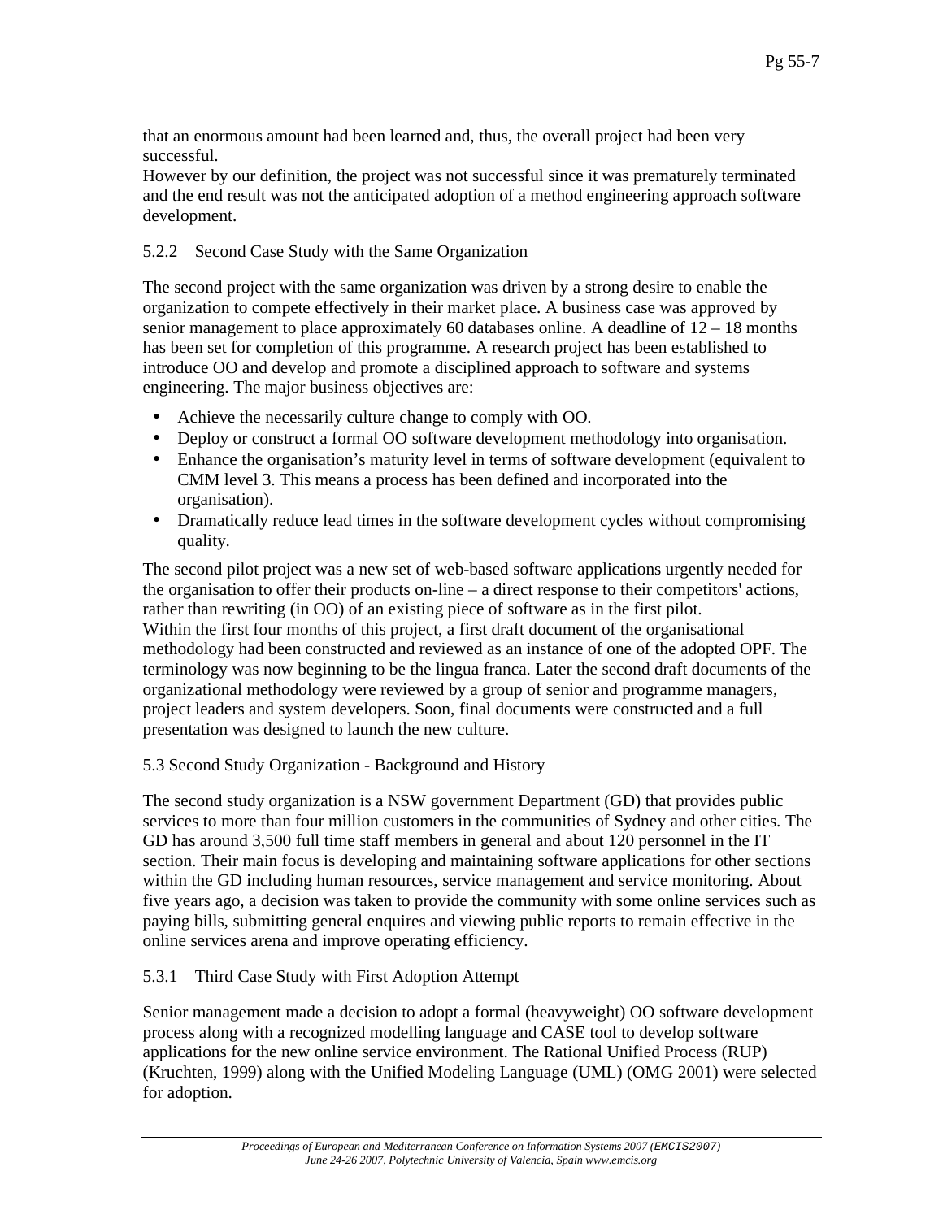that an enormous amount had been learned and, thus, the overall project had been very successful.
However by our definition, the project was not successful since it was prematurely terminated and the end result was not the anticipated adoption of a method engineering approach software development.

### 5.2.2 Second Case Study with the Same Organization

The second project with the same organization was driven by a strong desire to enable the organization to compete effectively in their market place. A business case was approved by senior management to place approximately 60 databases online. A deadline of 12 – 18 months has been set for completion of this programme. A research project has been established to introduce OO and develop and promote a disciplined approach to software and systems engineering. The major business objectives are:

- Achieve the necessarily culture change to comply with OO.
- Deploy or construct a formal OO software development methodology into organisation.
- Enhance the organisation's maturity level in terms of software development (equivalent to CMM level 3. This means a process has been defined and incorporated into the organisation).
- Dramatically reduce lead times in the software development cycles without compromising quality.

The second pilot project was a new set of web-based software applications urgently needed for the organisation to offer their products on-line – a direct response to their competitors' actions, rather than rewriting (in OO) of an existing piece of software as in the first pilot.
Within the first four months of this project, a first draft document of the organisational methodology had been constructed and reviewed as an instance of one of the adopted OPF. The terminology was now beginning to be the lingua franca. Later the second draft documents of the organizational methodology were reviewed by a group of senior and programme managers, project leaders and system developers. Soon, final documents were constructed and a full presentation was designed to launch the new culture.

## 5.3 Second Study Organization - Background and History

The second study organization is a NSW government Department (GD) that provides public services to more than four million customers in the communities of Sydney and other cities. The GD has around 3,500 full time staff members in general and about 120 personnel in the IT section. Their main focus is developing and maintaining software applications for other sections within the GD including human resources, service management and service monitoring. About five years ago, a decision was taken to provide the community with some online services such as paying bills, submitting general enquires and viewing public reports to remain effective in the online services arena and improve operating efficiency.

### 5.3.1 Third Case Study with First Adoption Attempt

Senior management made a decision to adopt a formal (heavyweight) OO software development process along with a recognized modelling language and CASE tool to develop software applications for the new online service environment. The Rational Unified Process (RUP) (Kruchten, 1999) along with the Unified Modeling Language (UML) (OMG 2001) were selected for adoption.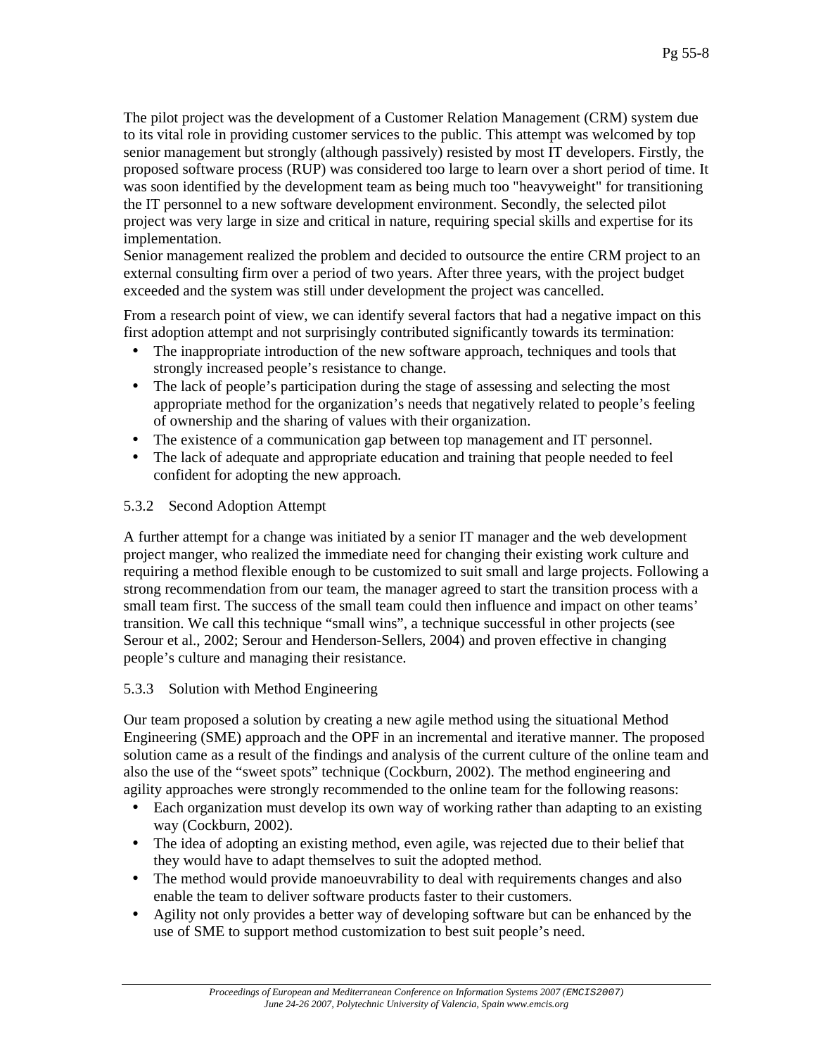The pilot project was the development of a Customer Relation Management (CRM) system due to its vital role in providing customer services to the public. This attempt was welcomed by top senior management but strongly (although passively) resisted by most IT developers. Firstly, the proposed software process (RUP) was considered too large to learn over a short period of time. It was soon identified by the development team as being much too "heavyweight" for transitioning the IT personnel to a new software development environment. Secondly, the selected pilot project was very large in size and critical in nature, requiring special skills and expertise for its implementation.
Senior management realized the problem and decided to outsource the entire CRM project to an external consulting firm over a period of two years. After three years, with the project budget exceeded and the system was still under development the project was cancelled.

From a research point of view, we can identify several factors that had a negative impact on this first adoption attempt and not surprisingly contributed significantly towards its termination:

- The inappropriate introduction of the new software approach, techniques and tools that strongly increased people's resistance to change.
- The lack of people's participation during the stage of assessing and selecting the most appropriate method for the organization's needs that negatively related to people's feeling of ownership and the sharing of values with their organization.
- The existence of a communication gap between top management and IT personnel.
- The lack of adequate and appropriate education and training that people needed to feel confident for adopting the new approach.

### 5.3.2 Second Adoption Attempt

A further attempt for a change was initiated by a senior IT manager and the web development project manger, who realized the immediate need for changing their existing work culture and requiring a method flexible enough to be customized to suit small and large projects. Following a strong recommendation from our team, the manager agreed to start the transition process with a small team first. The success of the small team could then influence and impact on other teams' transition. We call this technique "small wins", a technique successful in other projects (see Serour et al., 2002; Serour and Henderson-Sellers, 2004) and proven effective in changing people's culture and managing their resistance.

### 5.3.3 Solution with Method Engineering

Our team proposed a solution by creating a new agile method using the situational Method Engineering (SME) approach and the OPF in an incremental and iterative manner. The proposed solution came as a result of the findings and analysis of the current culture of the online team and also the use of the "sweet spots" technique (Cockburn, 2002). The method engineering and agility approaches were strongly recommended to the online team for the following reasons:

- Each organization must develop its own way of working rather than adapting to an existing way (Cockburn, 2002).
- The idea of adopting an existing method, even agile, was rejected due to their belief that they would have to adapt themselves to suit the adopted method.
- The method would provide manoeuvrability to deal with requirements changes and also enable the team to deliver software products faster to their customers.
- Agility not only provides a better way of developing software but can be enhanced by the use of SME to support method customization to best suit people's need.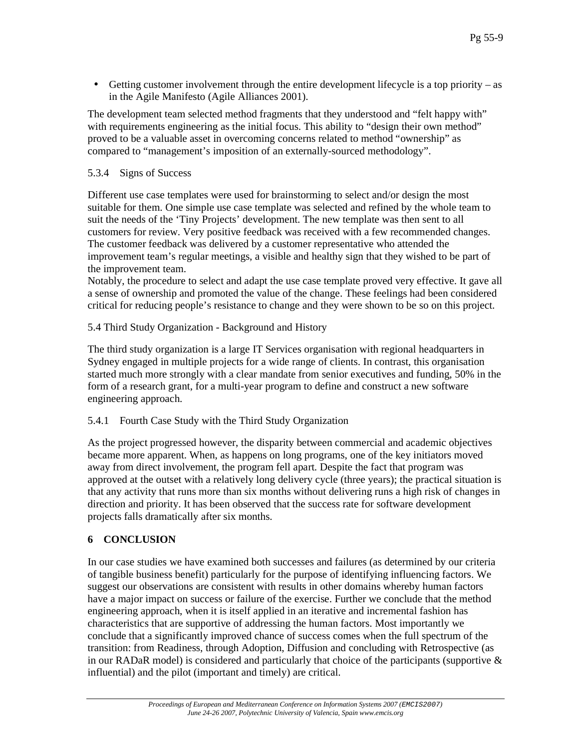- Getting customer involvement through the entire development lifecycle is a top priority – as in the Agile Manifesto (Agile Alliances 2001).

The development team selected method fragments that they understood and "felt happy with" with requirements engineering as the initial focus. This ability to "design their own method" proved to be a valuable asset in overcoming concerns related to method "ownership" as compared to "management's imposition of an externally-sourced methodology".

### 5.3.4 Signs of Success

Different use case templates were used for brainstorming to select and/or design the most suitable for them. One simple use case template was selected and refined by the whole team to suit the needs of the 'Tiny Projects' development. The new template was then sent to all customers for review. Very positive feedback was received with a few recommended changes. The customer feedback was delivered by a customer representative who attended the improvement team's regular meetings, a visible and healthy sign that they wished to be part of the improvement team.
Notably, the procedure to select and adapt the use case template proved very effective. It gave all a sense of ownership and promoted the value of the change. These feelings had been considered critical for reducing people's resistance to change and they were shown to be so on this project.

### 5.4 Third Study Organization - Background and History

The third study organization is a large IT Services organisation with regional headquarters in Sydney engaged in multiple projects for a wide range of clients. In contrast, this organisation started much more strongly with a clear mandate from senior executives and funding, 50% in the form of a research grant, for a multi-year program to define and construct a new software engineering approach.

### 5.4.1 Fourth Case Study with the Third Study Organization

As the project progressed however, the disparity between commercial and academic objectives became more apparent. When, as happens on long programs, one of the key initiators moved away from direct involvement, the program fell apart. Despite the fact that program was approved at the outset with a relatively long delivery cycle (three years); the practical situation is that any activity that runs more than six months without delivering runs a high risk of changes in direction and priority. It has been observed that the success rate for software development projects falls dramatically after six months.

## 6 CONCLUSION

In our case studies we have examined both successes and failures (as determined by our criteria of tangible business benefit) particularly for the purpose of identifying influencing factors. We suggest our observations are consistent with results in other domains whereby human factors have a major impact on success or failure of the exercise. Further we conclude that the method engineering approach, when it is itself applied in an iterative and incremental fashion has characteristics that are supportive of addressing the human factors. Most importantly we conclude that a significantly improved chance of success comes when the full spectrum of the transition: from Readiness, through Adoption, Diffusion and concluding with Retrospective (as in our RADaR model) is considered and particularly that choice of the participants (supportive & influential) and the pilot (important and timely) are critical.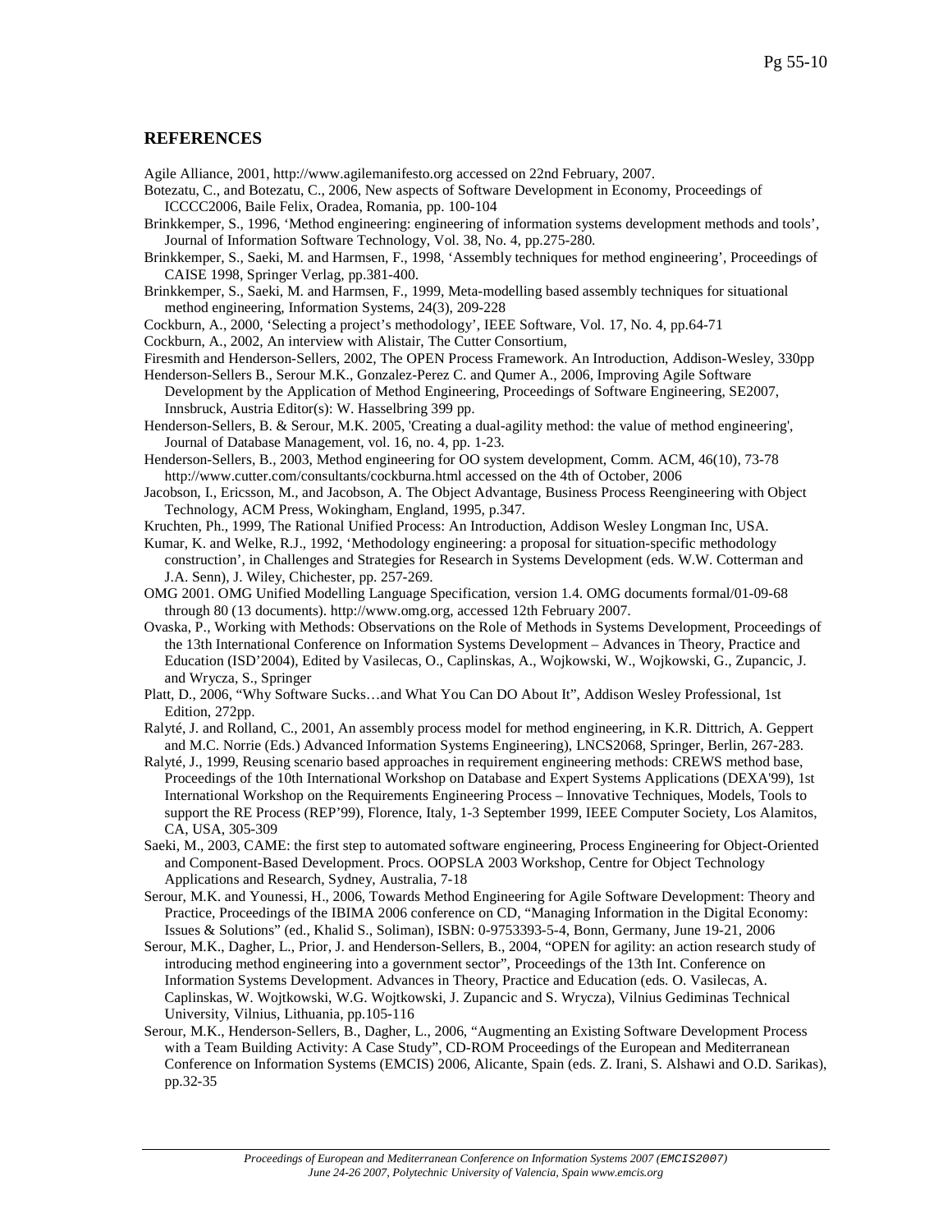## REFERENCES

Agile Alliance, 2001, http://www.agilemanifesto.org accessed on 22nd February, 2007.

Botezatu, C., and Botezatu, C., 2006, New aspects of Software Development in Economy, Proceedings of ICCCC2006, Baile Felix, Oradea, Romania, pp. 100-104

Brinkkemper, S., 1996, 'Method engineering: engineering of information systems development methods and tools', Journal of Information Software Technology, Vol. 38, No. 4, pp.275-280.

Brinkkemper, S., Saeki, M. and Harmsen, F., 1998, 'Assembly techniques for method engineering', Proceedings of CAISE 1998, Springer Verlag, pp.381-400.

Brinkkemper, S., Saeki, M. and Harmsen, F., 1999, Meta-modelling based assembly techniques for situational method engineering, Information Systems, 24(3), 209-228

Cockburn, A., 2000, 'Selecting a project's methodology', IEEE Software, Vol. 17, No. 4, pp.64-71

Cockburn, A., 2002, An interview with Alistair, The Cutter Consortium,

Firesmith and Henderson-Sellers, 2002, The OPEN Process Framework. An Introduction, Addison-Wesley, 330pp

Henderson-Sellers B., Serour M.K., Gonzalez-Perez C. and Qumer A., 2006, Improving Agile Software Development by the Application of Method Engineering, Proceedings of Software Engineering, SE2007, Innsbruck, Austria Editor(s): W. Hasselbring 399 pp.

Henderson-Sellers, B. & Serour, M.K. 2005, 'Creating a dual-agility method: the value of method engineering', Journal of Database Management, vol. 16, no. 4, pp. 1-23.

Henderson-Sellers, B., 2003, Method engineering for OO system development, Comm. ACM, 46(10), 73-78 http://www.cutter.com/consultants/cockburna.html accessed on the 4th of October, 2006

Jacobson, I., Ericsson, M., and Jacobson, A. The Object Advantage, Business Process Reengineering with Object Technology, ACM Press, Wokingham, England, 1995, p.347.

Kruchten, Ph., 1999, The Rational Unified Process: An Introduction, Addison Wesley Longman Inc, USA.

Kumar, K. and Welke, R.J., 1992, 'Methodology engineering: a proposal for situation-specific methodology construction', in Challenges and Strategies for Research in Systems Development (eds. W.W. Cotterman and J.A. Senn), J. Wiley, Chichester, pp. 257-269.

OMG 2001. OMG Unified Modelling Language Specification, version 1.4. OMG documents formal/01-09-68 through 80 (13 documents). http://www.omg.org, accessed 12th February 2007.

Ovaska, P., Working with Methods: Observations on the Role of Methods in Systems Development, Proceedings of the 13th International Conference on Information Systems Development – Advances in Theory, Practice and Education (ISD'2004), Edited by Vasilecas, O., Caplinskas, A., Wojkowski, W., Wojkowski, G., Zupancic, J. and Wrycza, S., Springer

Platt, D., 2006, "Why Software Sucks…and What You Can DO About It", Addison Wesley Professional, 1st Edition, 272pp.

Ralyté, J. and Rolland, C., 2001, An assembly process model for method engineering, in K.R. Dittrich, A. Geppert and M.C. Norrie (Eds.) Advanced Information Systems Engineering), LNCS2068, Springer, Berlin, 267-283.

Ralyté, J., 1999, Reusing scenario based approaches in requirement engineering methods: CREWS method base, Proceedings of the 10th International Workshop on Database and Expert Systems Applications (DEXA'99), 1st International Workshop on the Requirements Engineering Process – Innovative Techniques, Models, Tools to support the RE Process (REP'99), Florence, Italy, 1-3 September 1999, IEEE Computer Society, Los Alamitos, CA, USA, 305-309

Saeki, M., 2003, CAME: the first step to automated software engineering, Process Engineering for Object-Oriented and Component-Based Development. Procs. OOPSLA 2003 Workshop, Centre for Object Technology Applications and Research, Sydney, Australia, 7-18

Serour, M.K. and Younessi, H., 2006, Towards Method Engineering for Agile Software Development: Theory and Practice, Proceedings of the IBIMA 2006 conference on CD, "Managing Information in the Digital Economy: Issues & Solutions" (ed., Khalid S., Soliman), ISBN: 0-9753393-5-4, Bonn, Germany, June 19-21, 2006

Serour, M.K., Dagher, L., Prior, J. and Henderson-Sellers, B., 2004, "OPEN for agility: an action research study of introducing method engineering into a government sector", Proceedings of the 13th Int. Conference on Information Systems Development. Advances in Theory, Practice and Education (eds. O. Vasilecas, A. Caplinskas, W. Wojtkowski, W.G. Wojtkowski, J. Zupancic and S. Wrycza), Vilnius Gediminas Technical University, Vilnius, Lithuania, pp.105-116

Serour, M.K., Henderson-Sellers, B., Dagher, L., 2006, "Augmenting an Existing Software Development Process with a Team Building Activity: A Case Study", CD-ROM Proceedings of the European and Mediterranean Conference on Information Systems (EMCIS) 2006, Alicante, Spain (eds. Z. Irani, S. Alshawi and O.D. Sarikas), pp.32-35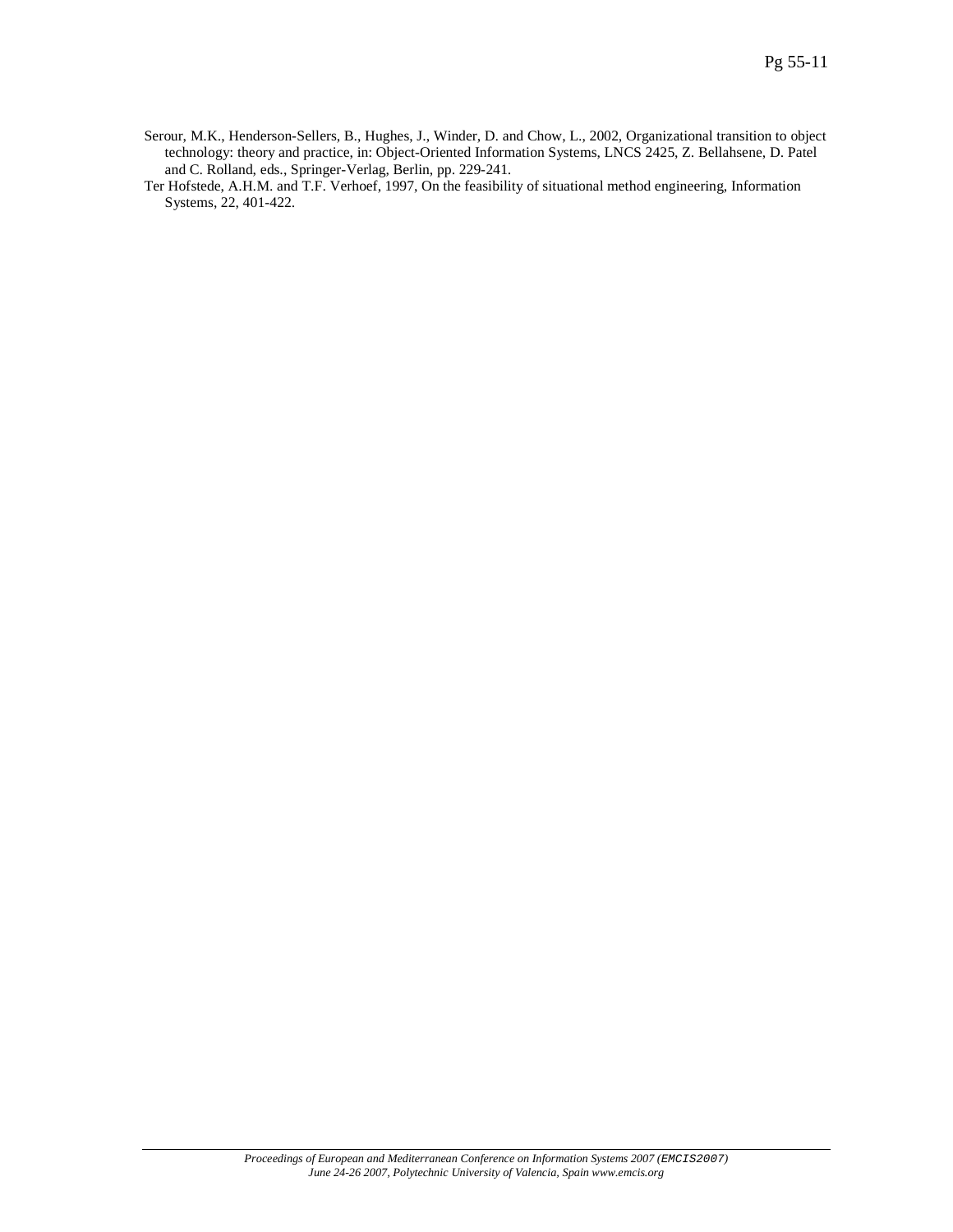Serour, M.K., Henderson-Sellers, B., Hughes, J., Winder, D. and Chow, L., 2002, Organizational transition to object technology: theory and practice, in: Object-Oriented Information Systems, LNCS 2425, Z. Bellahsene, D. Patel and C. Rolland, eds., Springer-Verlag, Berlin, pp. 229-241.

Ter Hofstede, A.H.M. and T.F. Verhoef, 1997, On the feasibility of situational method engineering, Information Systems, 22, 401-422.